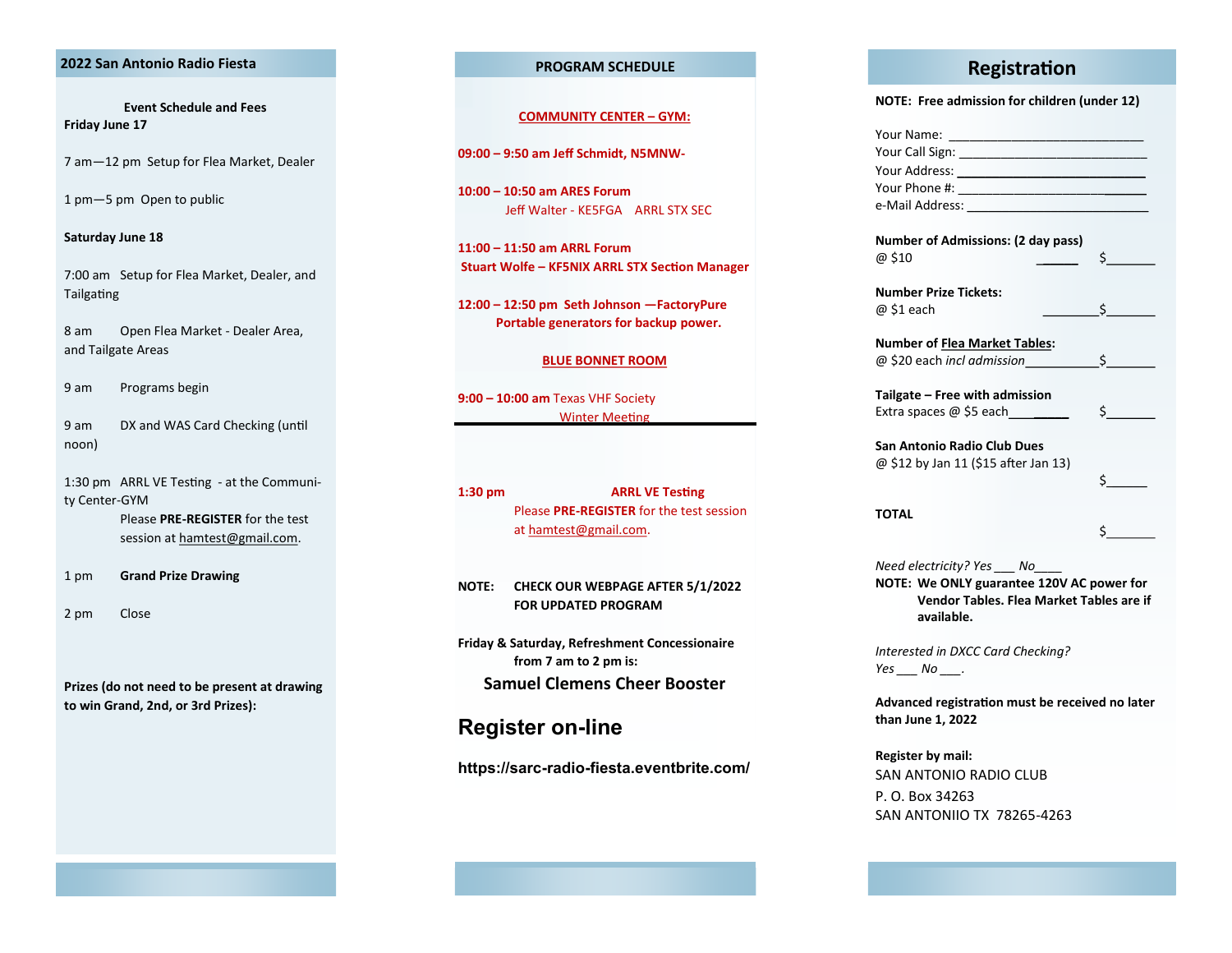## 2022 San Antonio Radio Fiesta

**Event Schedule and Fees**

**Friday June 17**

7 am—12 pm Setup for Flea Market, Dealer

1 pm—5 pm Open to public

**Saturday June 18**

7:00 am Setup for Flea Market, Dealer, and Tailgating

8 am Open Flea Market - Dealer Area, and Tailgate Areas

9 am Programs begin

9 am DX and WAS Card Checking (until noon)

1:30 pm ARRL VE Testing - at the Community Center-GYM
Please **PRE-REGISTER** for the test session at hamtest@gmail.com.

1 pm **Grand Prize Drawing**

2 pm Close

**Prizes (do not need to be present at drawing to win Grand, 2nd, or 3rd Prizes):**

## PROGRAM SCHEDULE

**COMMUNITY CENTER – GYM:**

**09:00 – 9:50 am Jeff Schmidt, N5MNW-**

**10:00 – 10:50 am ARES Forum**
Jeff Walter - KE5FGA ARRL STX SEC

**11:00 – 11:50 am ARRL Forum**
**Stuart Wolfe – KF5NIX ARRL STX Section Manager**

**12:00 – 12:50 pm Seth Johnson —FactoryPure**
**Portable generators for backup power.**

**BLUE BONNET ROOM**

**9:00 – 10:00 am** Texas VHF Society Winter Meeting

---

**1:30 pm** **ARRL VE Testing**
Please **PRE-REGISTER** for the test session at hamtest@gmail.com.

**NOTE: CHECK OUR WEBPAGE AFTER 5/1/2022 FOR UPDATED PROGRAM**

**Friday & Saturday, Refreshment Concessionaire from 7 am to 2 pm is:**

**Samuel Clemens Cheer Booster**

## Register on-line

**https://sarc-radio-fiesta.eventbrite.com/**

## Registration

**NOTE: Free admission for children (under 12)**

Your Name: ____________________________
Your Call Sign: ___________________________
Your Address: ___________________________
Your Phone #: ___________________________
e-Mail Address: __________________________

**Number of Admissions: (2 day pass)**
@ $10 ______ $_______

**Number Prize Tickets:**
@ $1 each ________$_______

**Number of Flea Market Tables:**
@ $20 each *incl admission*__________$_______

**Tailgate – Free with admission**
Extra spaces @ $5 each__________ $_______

**San Antonio Radio Club Dues**
@ $12 by Jan 11 ($15 after Jan 13)
$______

**TOTAL**
$_______

*Need electricity? Yes___ No____*

**NOTE: We ONLY guarantee 120V AC power for Vendor Tables. Flea Market Tables are if available.**

*Interested in DXCC Card Checking?*
*Yes___ No___.*

**Advanced registration must be received no later than June 1, 2022**

**Register by mail:**
SAN ANTONIO RADIO CLUB
P. O. Box 34263
SAN ANTONIIO TX 78265-4263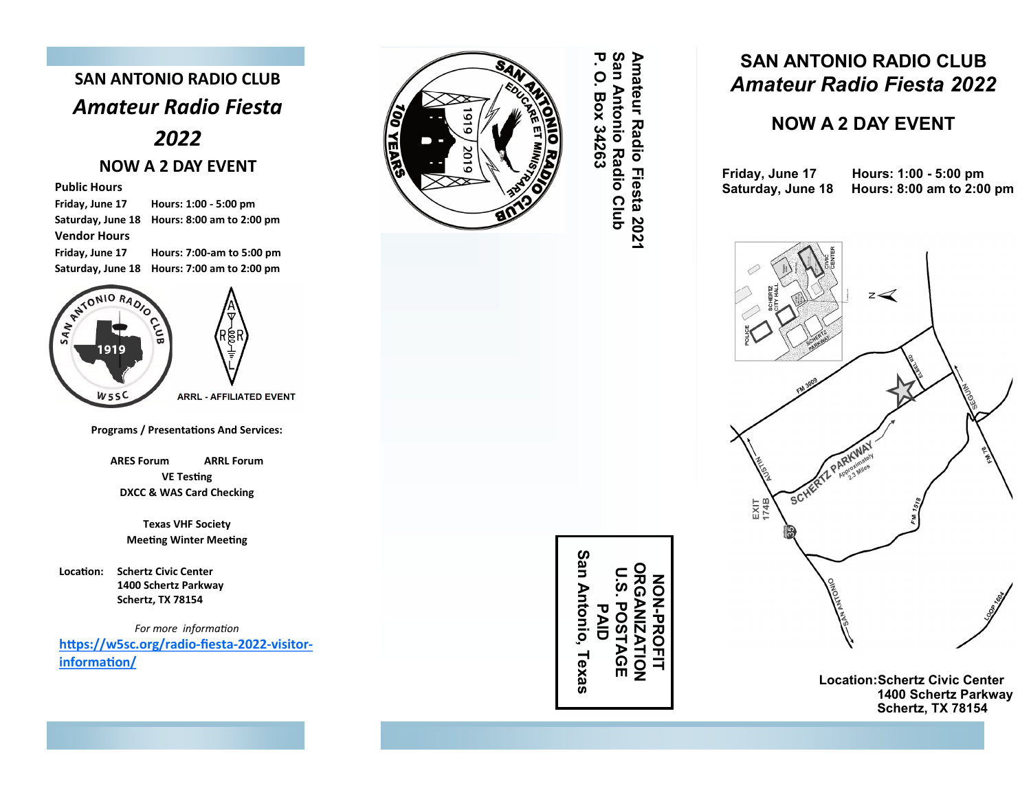## SAN ANTONIO RADIO CLUB

# *Amateur Radio Fiesta 2022*

## NOW A 2 DAY EVENT

**Public Hours**

| | |
|---|---|
| Friday, June 17 | Hours: 1:00 - 5:00 pm |
| Saturday, June 18 | Hours: 8:00 am to 2:00 pm |

**Vendor Hours**

| | |
|---|---|
| Friday, June 17 | Hours: 7:00-am to 5:00 pm |
| Saturday, June 18 | Hours: 7:00 am to 2:00 pm |

SAN ANTONIO RADIO CLUB 1919 W5SC

ARRL - AFFILIATED EVENT

**Programs / Presentations And Services:**

**ARES Forum** **ARRL Forum**
**VE Testing**
**DXCC & WAS Card Checking**

**Texas VHF Society**
**Meeting Winter Meeting**

**Location:** Schertz Civic Center
1400 Schertz Parkway
Schertz, TX 78154

*For more information*
https://w5sc.org/radio-fiesta-2022-visitor-information/

SAN ANTONIO RADIO CLUB EDUCARE ET MINISTRARE 1919 2019 100 YEARS

**Amateur Radio Fiesta 2021**
**San Antonio Radio Club**
**P. O. Box 34263**

**NON-PROFIT ORGANIZATION**
**U.S. POSTAGE**
**PAID**
**San Antonio, Texas**

## SAN ANTONIO RADIO CLUB

# *Amateur Radio Fiesta 2022*

## NOW A 2 DAY EVENT

| | |
|---|---|
| Friday, June 17 | Hours: 1:00 - 5:00 pm |
| Saturday, June 18 | Hours: 8:00 am to 2:00 pm |

SCHERTZ CITY HALL
CIVIC CENTER
POLICE
SCHERTZ PARKWAY
N
FM 3009
ELBEL RD
SEGUIN
AUSTIN
EXIT 174B
35
SCHERTZ PARKWAY Approximately 2.3 Miles
FM 78
FM 1518
SAN ANTONIO
LOOP 1604

**Location:** Schertz Civic Center
1400 Schertz Parkway
Schertz, TX 78154